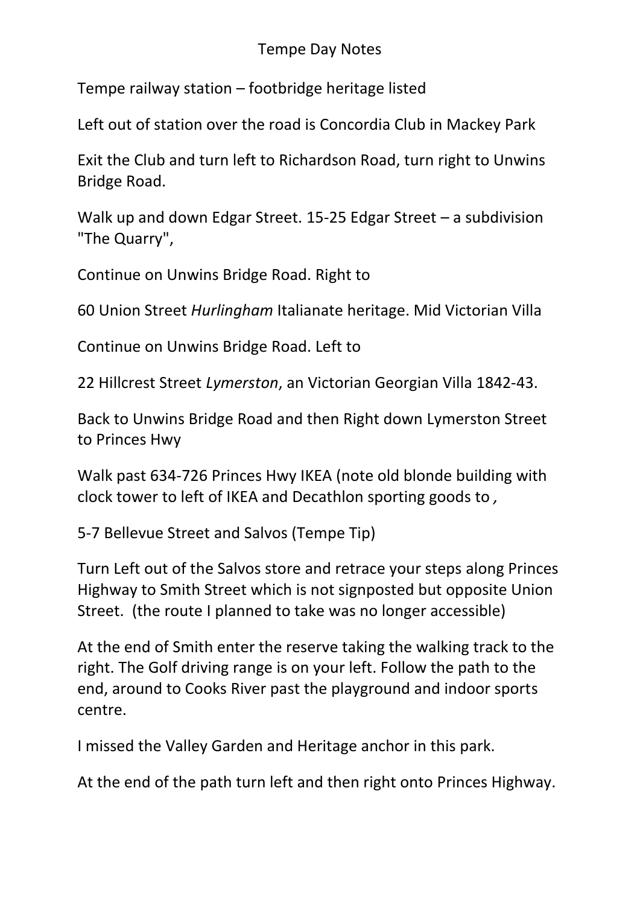# Tempe Day Notes

Tempe railway station – footbridge heritage listed

Left out of station over the road is Concordia Club in Mackey Park

Exit the Club and turn left to Richardson Road, turn right to Unwins Bridge Road.

Walk up and down Edgar Street. 15-25 Edgar Street – a subdivision "The Quarry",

Continue on Unwins Bridge Road. Right to

60 Union Street *Hurlingham* Italianate heritage. Mid Victorian Villa

Continue on Unwins Bridge Road. Left to

22 Hillcrest Street *Lymerston*, an Victorian Georgian Villa 1842-43.

Back to Unwins Bridge Road and then Right down Lymerston Street to Princes Hwy

Walk past 634-726 Princes Hwy IKEA (note old blonde building with clock tower to left of IKEA and Decathlon sporting goods to ,

5-7 Bellevue Street and Salvos (Tempe Tip)

Turn Left out of the Salvos store and retrace your steps along Princes Highway to Smith Street which is not signposted but opposite Union Street. (the route I planned to take was no longer accessible)

At the end of Smith enter the reserve taking the walking track to the right. The Golf driving range is on your left. Follow the path to the end, around to Cooks River past the playground and indoor sports centre.

I missed the Valley Garden and Heritage anchor in this park.

At the end of the path turn left and then right onto Princes Highway.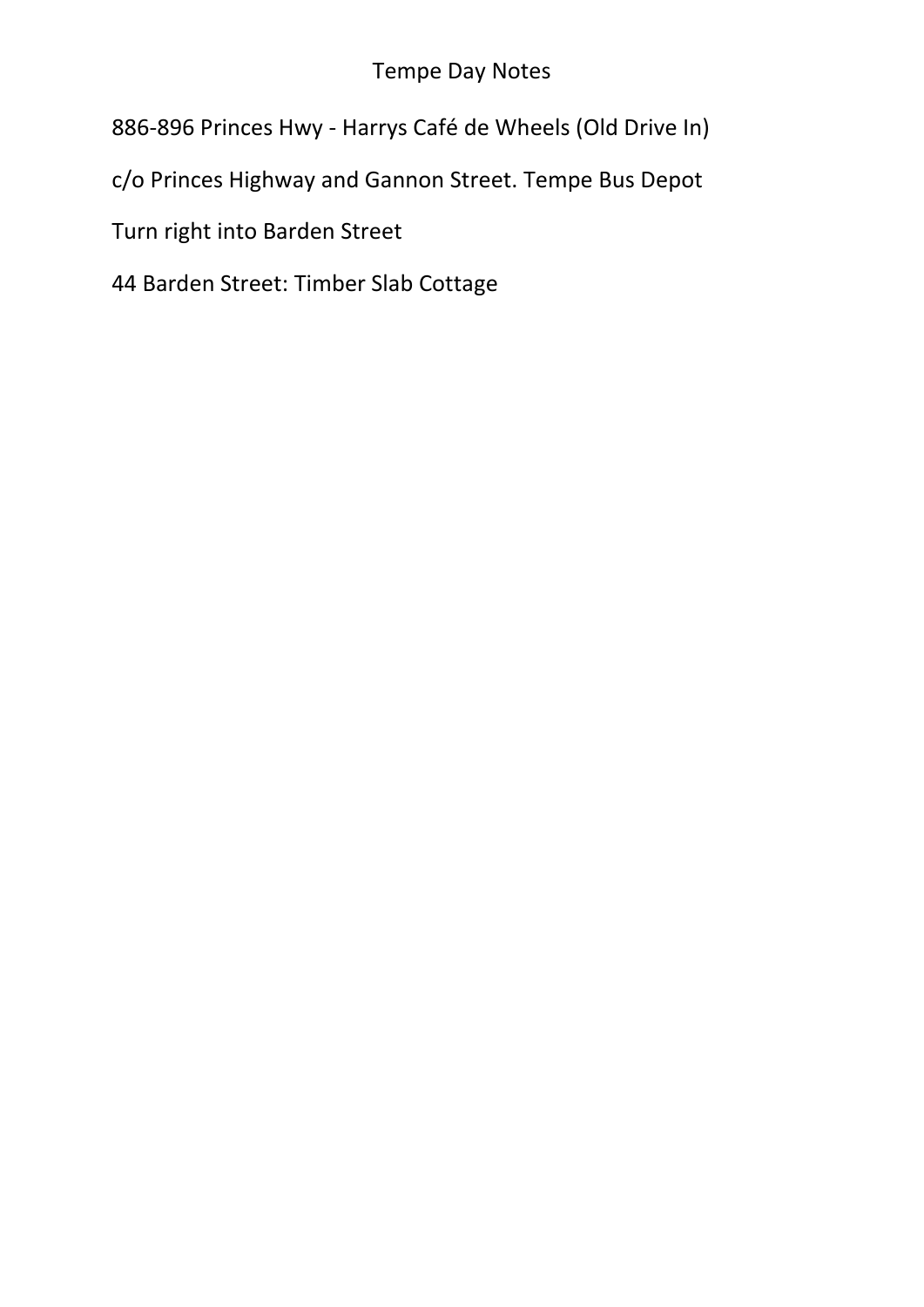# Tempe Day Notes

886-896 Princes Hwy - Harrys Café de Wheels (Old Drive In)

c/o Princes Highway and Gannon Street. Tempe Bus Depot

Turn right into Barden Street

44 Barden Street: Timber Slab Cottage